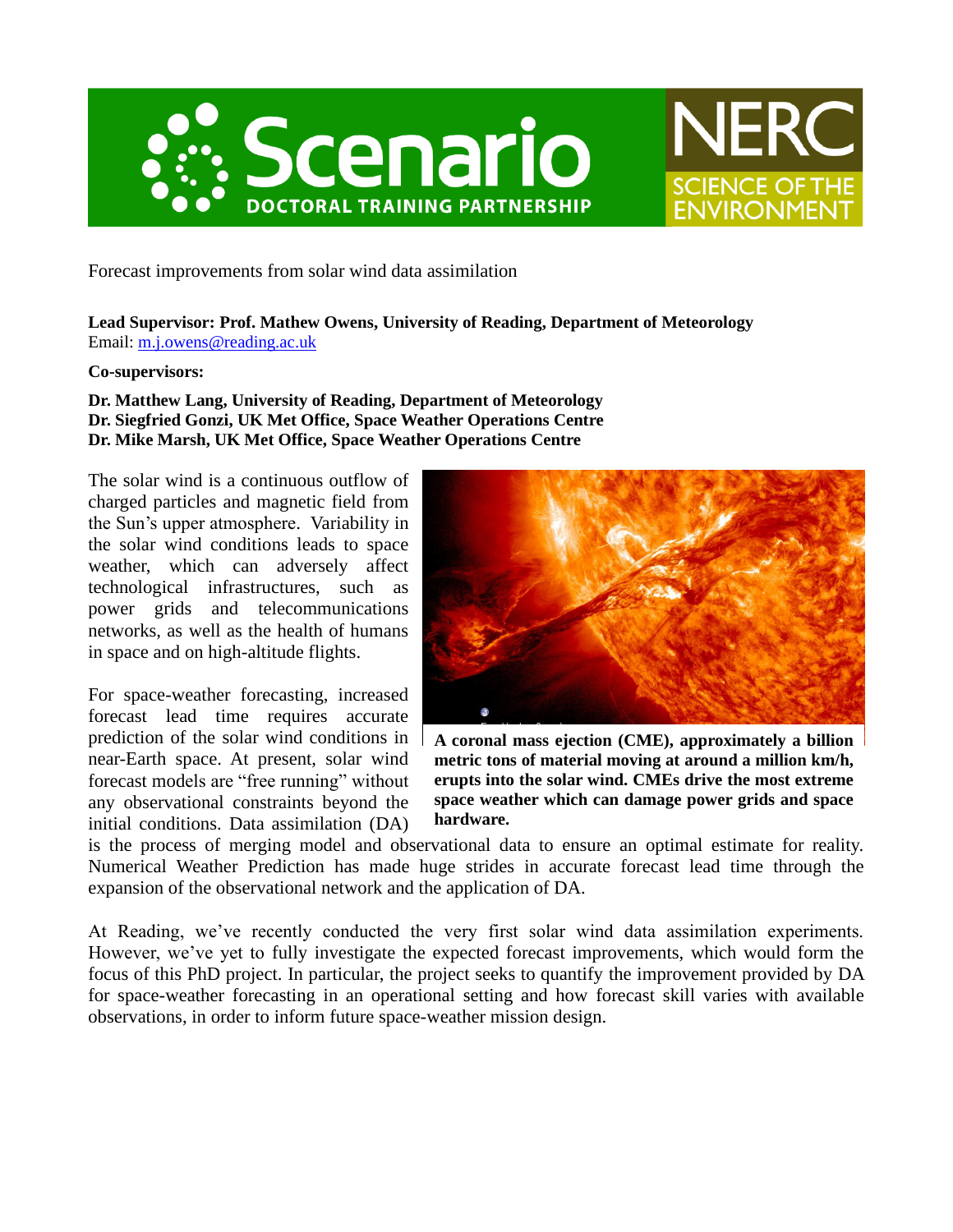Forecast improvements from solar wind data assimilation

**Lead Supervisor: Prof. Mathew Owens, University of Reading, Department of Meteorology**
Email: m.j.owens@reading.ac.uk

**Co-supervisors:**

**Dr. Matthew Lang, University of Reading, Department of Meteorology**
**Dr. Siegfried Gonzi, UK Met Office, Space Weather Operations Centre**
**Dr. Mike Marsh, UK Met Office, Space Weather Operations Centre**

The solar wind is a continuous outflow of charged particles and magnetic field from the Sun's upper atmosphere. Variability in the solar wind conditions leads to space weather, which can adversely affect technological infrastructures, such as power grids and telecommunications networks, as well as the health of humans in space and on high-altitude flights.

**A coronal mass ejection (CME), approximately a billion metric tons of material moving at around a million km/h, erupts into the solar wind. CMEs drive the most extreme space weather which can damage power grids and space hardware.**

For space-weather forecasting, increased forecast lead time requires accurate prediction of the solar wind conditions in near-Earth space. At present, solar wind forecast models are "free running" without any observational constraints beyond the initial conditions. Data assimilation (DA) is the process of merging model and observational data to ensure an optimal estimate for reality. Numerical Weather Prediction has made huge strides in accurate forecast lead time through the expansion of the observational network and the application of DA.

At Reading, we've recently conducted the very first solar wind data assimilation experiments. However, we've yet to fully investigate the expected forecast improvements, which would form the focus of this PhD project. In particular, the project seeks to quantify the improvement provided by DA for space-weather forecasting in an operational setting and how forecast skill varies with available observations, in order to inform future space-weather mission design.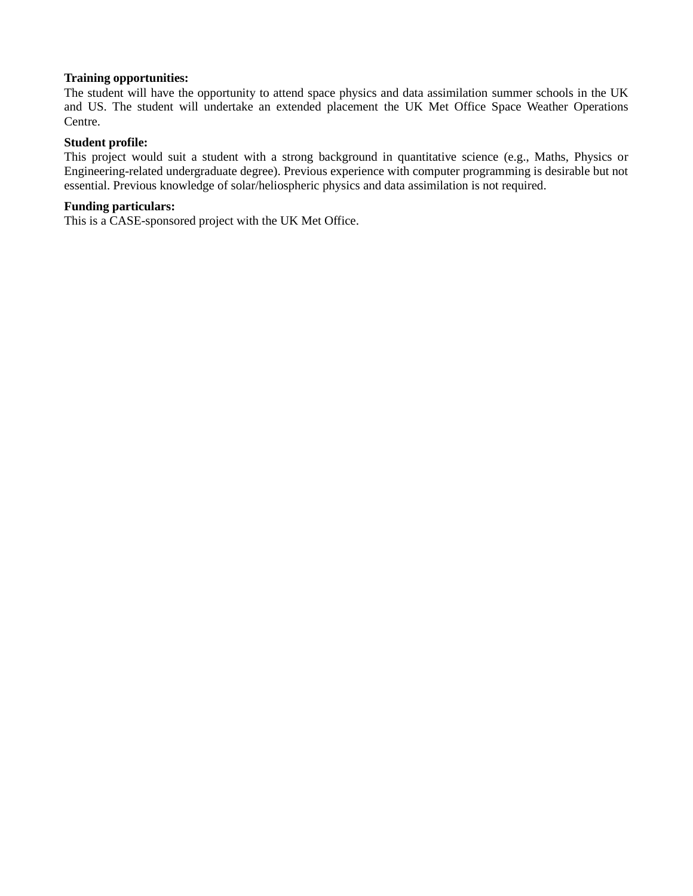**Training opportunities:**
The student will have the opportunity to attend space physics and data assimilation summer schools in the UK and US. The student will undertake an extended placement the UK Met Office Space Weather Operations Centre.

**Student profile:**
This project would suit a student with a strong background in quantitative science (e.g., Maths, Physics or Engineering-related undergraduate degree). Previous experience with computer programming is desirable but not essential. Previous knowledge of solar/heliospheric physics and data assimilation is not required.

**Funding particulars:**
This is a CASE-sponsored project with the UK Met Office.